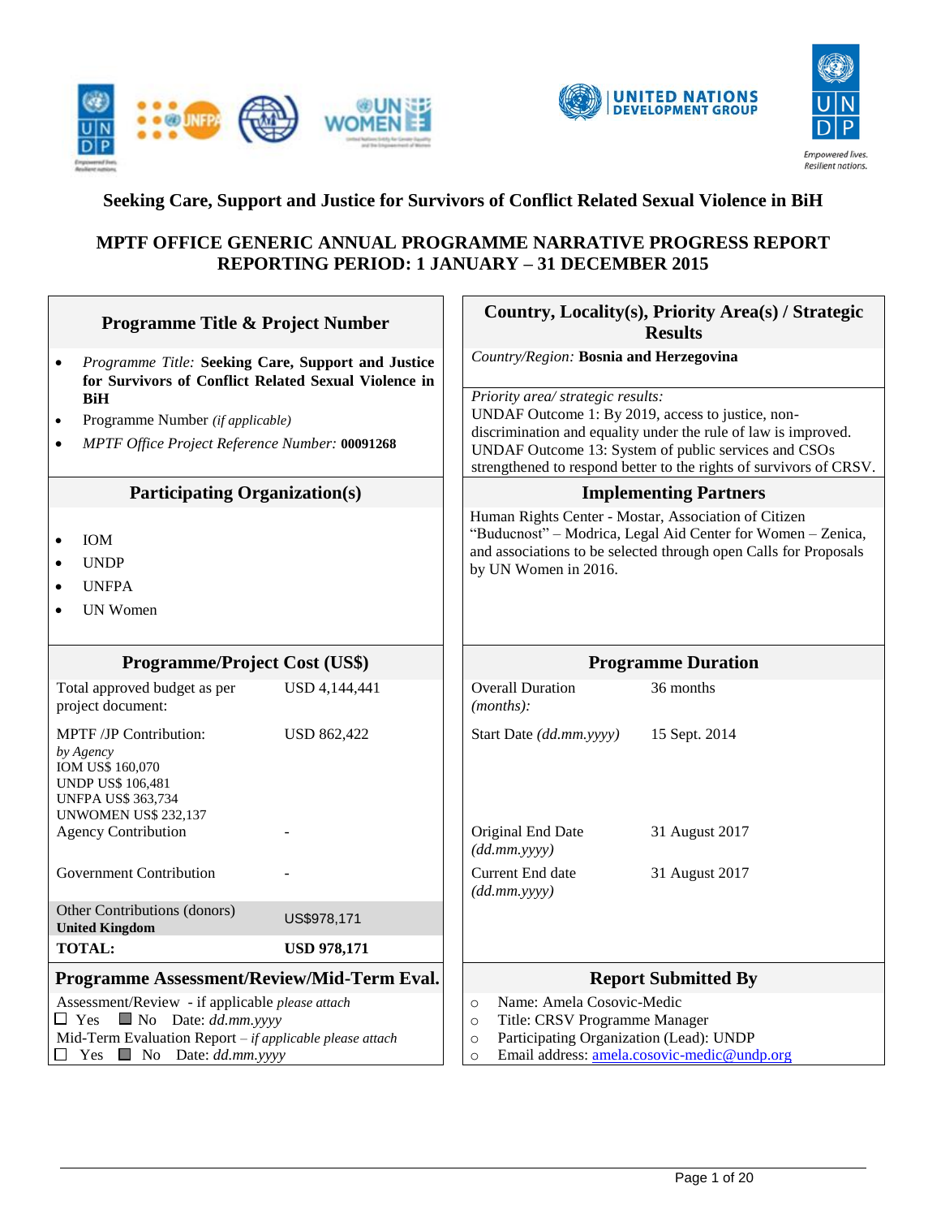# Seeking Care, Support and Justice for Survivors of Conflict Related Sexual Violence in BiH

## MPTF OFFICE GENERIC ANNUAL PROGRAMME NARRATIVE PROGRESS REPORT
## REPORTING PERIOD: 1 JANUARY – 31 DECEMBER 2015

| Programme Title & Project Number | Country, Locality(s), Priority Area(s) / Strategic Results |
|---|---|
| • *Programme Title:* **Seeking Care, Support and Justice for Survivors of Conflict Related Sexual Violence in BiH**<br>• Programme Number *(if applicable)*<br>• *MPTF Office Project Reference Number:* **00091268** | *Country/Region:* **Bosnia and Herzegovina**<br><br>*Priority area/ strategic results:*<br>UNDAF Outcome 1: By 2019, access to justice, non-discrimination and equality under the rule of law is improved.<br>UNDAF Outcome 13: System of public services and CSOs strengthened to respond better to the rights of survivors of CRSV. |

| Participating Organization(s) | Implementing Partners |
|---|---|
| • IOM<br>• UNDP<br>• UNFPA<br>• UN Women | Human Rights Center - Mostar, Association of Citizen "Buducnost" – Modrica, Legal Aid Center for Women – Zenica, and associations to be selected through open Calls for Proposals by UN Women in 2016. |

| Programme/Project Cost (US$) | | Programme Duration | |
|---|---|---|---|
| Total approved budget as per project document: | USD 4,144,441 | Overall Duration *(months)*: | 36 months |
| MPTF /JP Contribution:<br>*by Agency*<br>IOM US$ 160,070<br>UNDP US$ 106,481<br>UNFPA US$ 363,734<br>UNWOMEN US$ 232,137 | USD 862,422 | Start Date *(dd.mm.yyyy)* | 15 Sept. 2014 |
| Agency Contribution | - | Original End Date *(dd.mm.yyyy)* | 31 August 2017 |
| Government Contribution | - | Current End date *(dd.mm.yyyy)* | 31 August 2017 |
| Other Contributions (donors)<br>**United Kingdom** | US$978,171 | | |
| **TOTAL:** | **USD 978,171** | | |

| Programme Assessment/Review/Mid-Term Eval. | Report Submitted By |
|---|---|
| Assessment/Review - if applicable *please attach*<br>☐ Yes ■ No Date: *dd.mm.yyyy*<br>Mid-Term Evaluation Report – *if applicable please attach*<br>☐ Yes ■ No Date: *dd.mm.yyyy* | ○ Name: Amela Cosovic-Medic<br>○ Title: CRSV Programme Manager<br>○ Participating Organization (Lead): UNDP<br>○ Email address: amela.cosovic-medic@undp.org |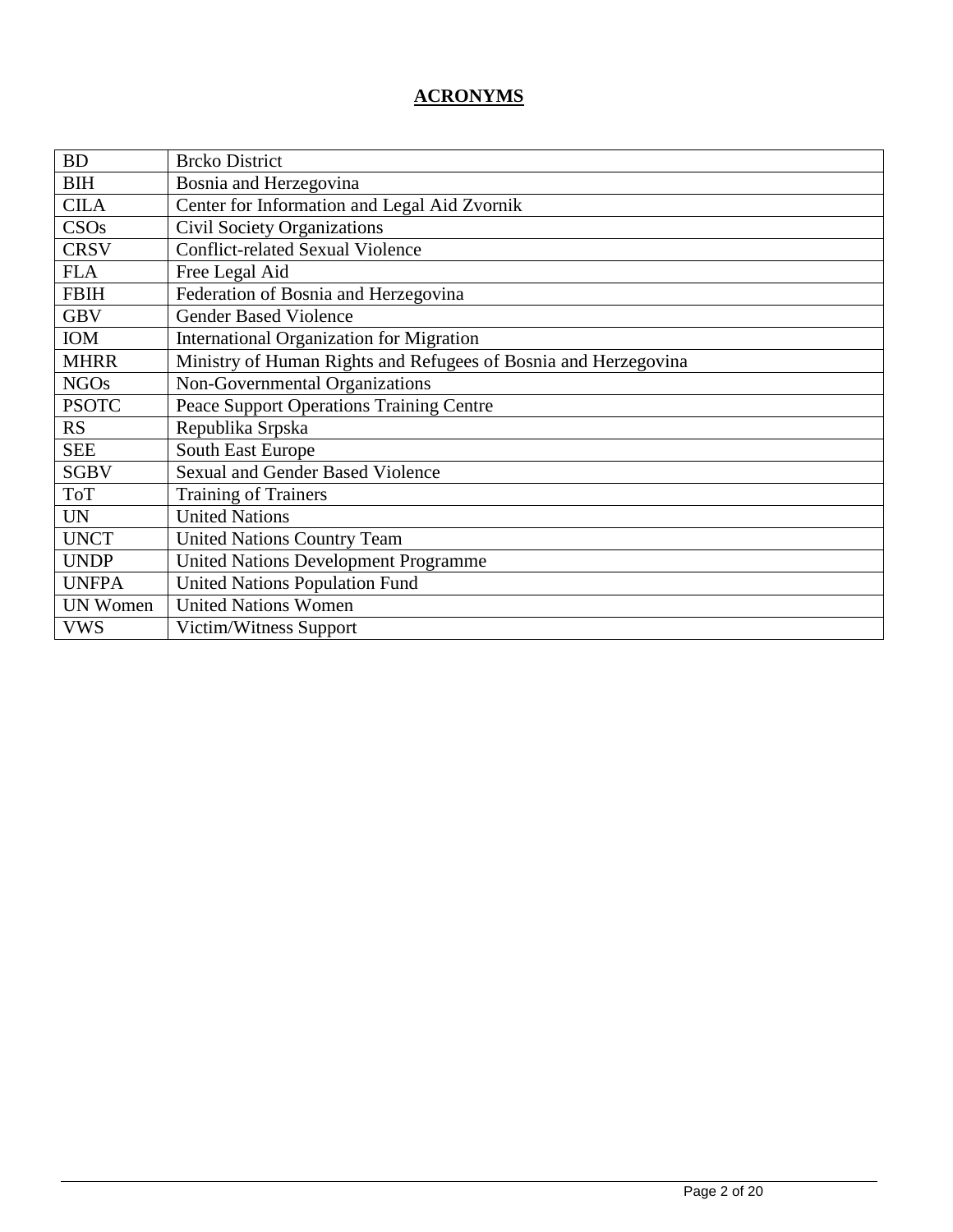# ACRONYMS

| | |
|---|---|
| BD | Brcko District |
| BIH | Bosnia and Herzegovina |
| CILA | Center for Information and Legal Aid Zvornik |
| CSOs | Civil Society Organizations |
| CRSV | Conflict-related Sexual Violence |
| FLA | Free Legal Aid |
| FBIH | Federation of Bosnia and Herzegovina |
| GBV | Gender Based Violence |
| IOM | International Organization for Migration |
| MHRR | Ministry of Human Rights and Refugees of Bosnia and Herzegovina |
| NGOs | Non-Governmental Organizations |
| PSOTC | Peace Support Operations Training Centre |
| RS | Republika Srpska |
| SEE | South East Europe |
| SGBV | Sexual and Gender Based Violence |
| ToT | Training of Trainers |
| UN | United Nations |
| UNCT | United Nations Country Team |
| UNDP | United Nations Development Programme |
| UNFPA | United Nations Population Fund |
| UN Women | United Nations Women |
| VWS | Victim/Witness Support |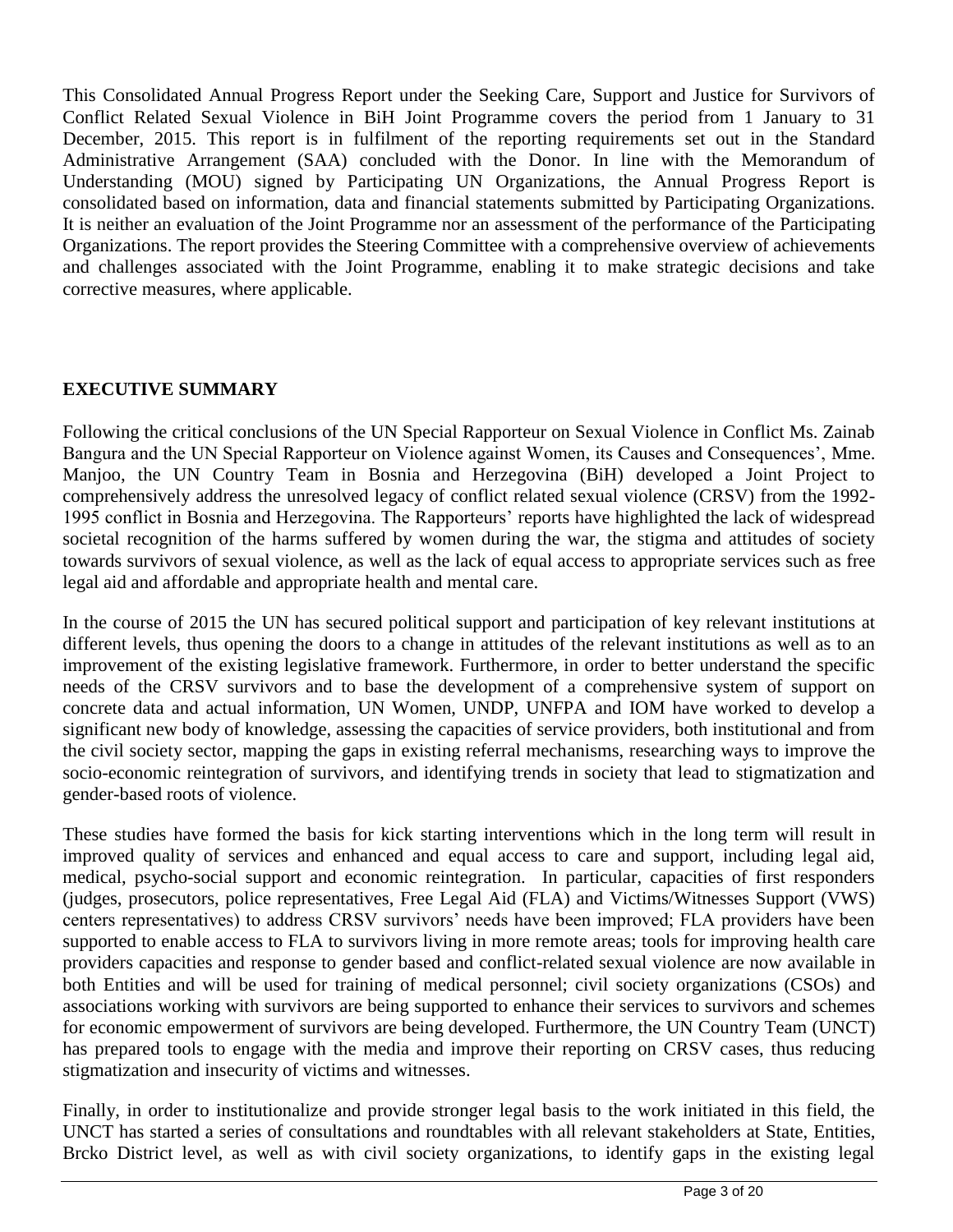This Consolidated Annual Progress Report under the Seeking Care, Support and Justice for Survivors of Conflict Related Sexual Violence in BiH Joint Programme covers the period from 1 January to 31 December, 2015. This report is in fulfilment of the reporting requirements set out in the Standard Administrative Arrangement (SAA) concluded with the Donor. In line with the Memorandum of Understanding (MOU) signed by Participating UN Organizations, the Annual Progress Report is consolidated based on information, data and financial statements submitted by Participating Organizations. It is neither an evaluation of the Joint Programme nor an assessment of the performance of the Participating Organizations. The report provides the Steering Committee with a comprehensive overview of achievements and challenges associated with the Joint Programme, enabling it to make strategic decisions and take corrective measures, where applicable.

## EXECUTIVE SUMMARY

Following the critical conclusions of the UN Special Rapporteur on Sexual Violence in Conflict Ms. Zainab Bangura and the UN Special Rapporteur on Violence against Women, its Causes and Consequences', Mme. Manjoo, the UN Country Team in Bosnia and Herzegovina (BiH) developed a Joint Project to comprehensively address the unresolved legacy of conflict related sexual violence (CRSV) from the 1992-1995 conflict in Bosnia and Herzegovina. The Rapporteurs' reports have highlighted the lack of widespread societal recognition of the harms suffered by women during the war, the stigma and attitudes of society towards survivors of sexual violence, as well as the lack of equal access to appropriate services such as free legal aid and affordable and appropriate health and mental care.

In the course of 2015 the UN has secured political support and participation of key relevant institutions at different levels, thus opening the doors to a change in attitudes of the relevant institutions as well as to an improvement of the existing legislative framework. Furthermore, in order to better understand the specific needs of the CRSV survivors and to base the development of a comprehensive system of support on concrete data and actual information, UN Women, UNDP, UNFPA and IOM have worked to develop a significant new body of knowledge, assessing the capacities of service providers, both institutional and from the civil society sector, mapping the gaps in existing referral mechanisms, researching ways to improve the socio-economic reintegration of survivors, and identifying trends in society that lead to stigmatization and gender-based roots of violence.

These studies have formed the basis for kick starting interventions which in the long term will result in improved quality of services and enhanced and equal access to care and support, including legal aid, medical, psycho-social support and economic reintegration. In particular, capacities of first responders (judges, prosecutors, police representatives, Free Legal Aid (FLA) and Victims/Witnesses Support (VWS) centers representatives) to address CRSV survivors' needs have been improved; FLA providers have been supported to enable access to FLA to survivors living in more remote areas; tools for improving health care providers capacities and response to gender based and conflict-related sexual violence are now available in both Entities and will be used for training of medical personnel; civil society organizations (CSOs) and associations working with survivors are being supported to enhance their services to survivors and schemes for economic empowerment of survivors are being developed. Furthermore, the UN Country Team (UNCT) has prepared tools to engage with the media and improve their reporting on CRSV cases, thus reducing stigmatization and insecurity of victims and witnesses.

Finally, in order to institutionalize and provide stronger legal basis to the work initiated in this field, the UNCT has started a series of consultations and roundtables with all relevant stakeholders at State, Entities, Brcko District level, as well as with civil society organizations, to identify gaps in the existing legal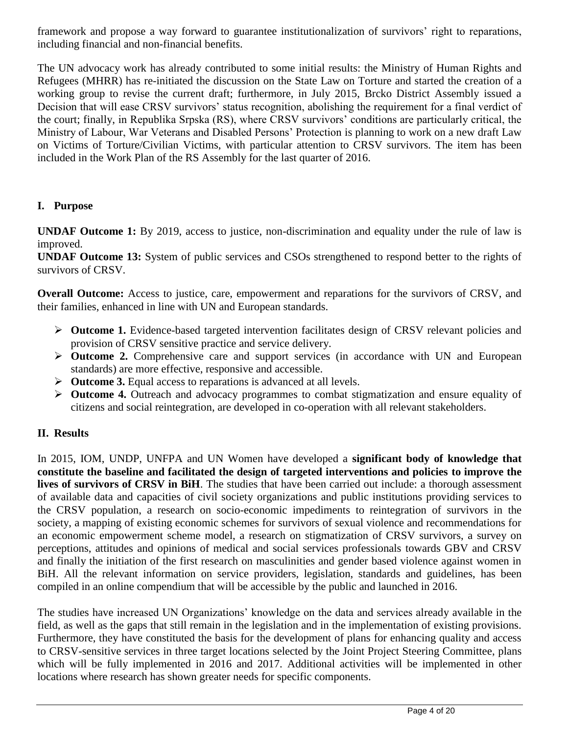framework and propose a way forward to guarantee institutionalization of survivors' right to reparations, including financial and non-financial benefits.

The UN advocacy work has already contributed to some initial results: the Ministry of Human Rights and Refugees (MHRR) has re-initiated the discussion on the State Law on Torture and started the creation of a working group to revise the current draft; furthermore, in July 2015, Brcko District Assembly issued a Decision that will ease CRSV survivors' status recognition, abolishing the requirement for a final verdict of the court; finally, in Republika Srpska (RS), where CRSV survivors' conditions are particularly critical, the Ministry of Labour, War Veterans and Disabled Persons' Protection is planning to work on a new draft Law on Victims of Torture/Civilian Victims, with particular attention to CRSV survivors. The item has been included in the Work Plan of the RS Assembly for the last quarter of 2016.

## I. Purpose

**UNDAF Outcome 1:** By 2019, access to justice, non-discrimination and equality under the rule of law is improved.
**UNDAF Outcome 13:** System of public services and CSOs strengthened to respond better to the rights of survivors of CRSV.

**Overall Outcome:** Access to justice, care, empowerment and reparations for the survivors of CRSV, and their families, enhanced in line with UN and European standards.

- **Outcome 1.** Evidence-based targeted intervention facilitates design of CRSV relevant policies and provision of CRSV sensitive practice and service delivery.
- **Outcome 2.** Comprehensive care and support services (in accordance with UN and European standards) are more effective, responsive and accessible.
- **Outcome 3.** Equal access to reparations is advanced at all levels.
- **Outcome 4.** Outreach and advocacy programmes to combat stigmatization and ensure equality of citizens and social reintegration, are developed in co-operation with all relevant stakeholders.

## II. Results

In 2015, IOM, UNDP, UNFPA and UN Women have developed a **significant body of knowledge that constitute the baseline and facilitated the design of targeted interventions and policies to improve the lives of survivors of CRSV in BiH**. The studies that have been carried out include: a thorough assessment of available data and capacities of civil society organizations and public institutions providing services to the CRSV population, a research on socio-economic impediments to reintegration of survivors in the society, a mapping of existing economic schemes for survivors of sexual violence and recommendations for an economic empowerment scheme model, a research on stigmatization of CRSV survivors, a survey on perceptions, attitudes and opinions of medical and social services professionals towards GBV and CRSV and finally the initiation of the first research on masculinities and gender based violence against women in BiH. All the relevant information on service providers, legislation, standards and guidelines, has been compiled in an online compendium that will be accessible by the public and launched in 2016.

The studies have increased UN Organizations' knowledge on the data and services already available in the field, as well as the gaps that still remain in the legislation and in the implementation of existing provisions. Furthermore, they have constituted the basis for the development of plans for enhancing quality and access to CRSV-sensitive services in three target locations selected by the Joint Project Steering Committee, plans which will be fully implemented in 2016 and 2017. Additional activities will be implemented in other locations where research has shown greater needs for specific components.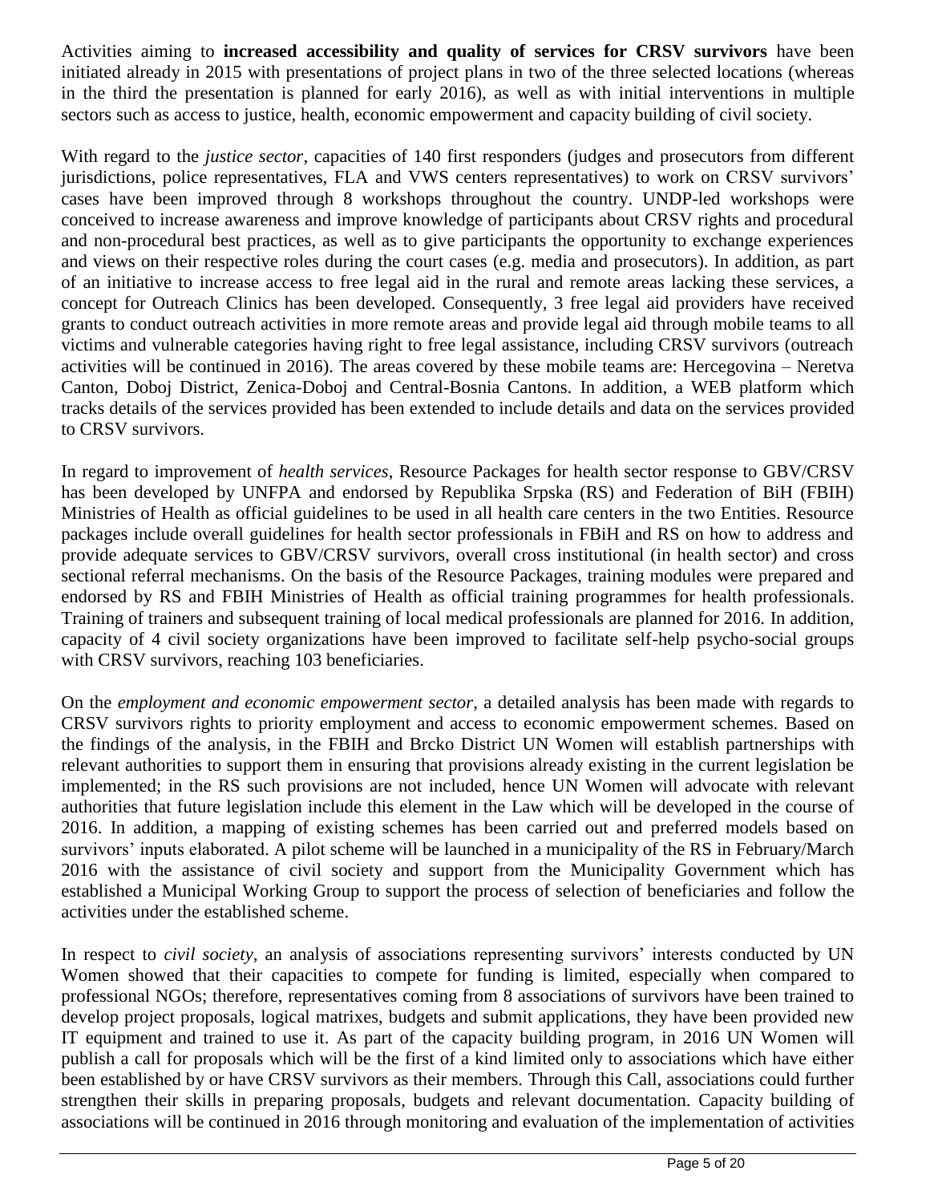Activities aiming to **increased accessibility and quality of services for CRSV survivors** have been initiated already in 2015 with presentations of project plans in two of the three selected locations (whereas in the third the presentation is planned for early 2016), as well as with initial interventions in multiple sectors such as access to justice, health, economic empowerment and capacity building of civil society.

With regard to the *justice sector*, capacities of 140 first responders (judges and prosecutors from different jurisdictions, police representatives, FLA and VWS centers representatives) to work on CRSV survivors' cases have been improved through 8 workshops throughout the country. UNDP-led workshops were conceived to increase awareness and improve knowledge of participants about CRSV rights and procedural and non-procedural best practices, as well as to give participants the opportunity to exchange experiences and views on their respective roles during the court cases (e.g. media and prosecutors). In addition, as part of an initiative to increase access to free legal aid in the rural and remote areas lacking these services, a concept for Outreach Clinics has been developed. Consequently, 3 free legal aid providers have received grants to conduct outreach activities in more remote areas and provide legal aid through mobile teams to all victims and vulnerable categories having right to free legal assistance, including CRSV survivors (outreach activities will be continued in 2016). The areas covered by these mobile teams are: Hercegovina – Neretva Canton, Doboj District, Zenica-Doboj and Central-Bosnia Cantons. In addition, a WEB platform which tracks details of the services provided has been extended to include details and data on the services provided to CRSV survivors.

In regard to improvement of *health services*, Resource Packages for health sector response to GBV/CRSV has been developed by UNFPA and endorsed by Republika Srpska (RS) and Federation of BiH (FBIH) Ministries of Health as official guidelines to be used in all health care centers in the two Entities. Resource packages include overall guidelines for health sector professionals in FBiH and RS on how to address and provide adequate services to GBV/CRSV survivors, overall cross institutional (in health sector) and cross sectional referral mechanisms. On the basis of the Resource Packages, training modules were prepared and endorsed by RS and FBIH Ministries of Health as official training programmes for health professionals. Training of trainers and subsequent training of local medical professionals are planned for 2016. In addition, capacity of 4 civil society organizations have been improved to facilitate self-help psycho-social groups with CRSV survivors, reaching 103 beneficiaries.

On the *employment and economic empowerment sector*, a detailed analysis has been made with regards to CRSV survivors rights to priority employment and access to economic empowerment schemes. Based on the findings of the analysis, in the FBIH and Brcko District UN Women will establish partnerships with relevant authorities to support them in ensuring that provisions already existing in the current legislation be implemented; in the RS such provisions are not included, hence UN Women will advocate with relevant authorities that future legislation include this element in the Law which will be developed in the course of 2016. In addition, a mapping of existing schemes has been carried out and preferred models based on survivors' inputs elaborated. A pilot scheme will be launched in a municipality of the RS in February/March 2016 with the assistance of civil society and support from the Municipality Government which has established a Municipal Working Group to support the process of selection of beneficiaries and follow the activities under the established scheme.

In respect to *civil society*, an analysis of associations representing survivors' interests conducted by UN Women showed that their capacities to compete for funding is limited, especially when compared to professional NGOs; therefore, representatives coming from 8 associations of survivors have been trained to develop project proposals, logical matrixes, budgets and submit applications, they have been provided new IT equipment and trained to use it. As part of the capacity building program, in 2016 UN Women will publish a call for proposals which will be the first of a kind limited only to associations which have either been established by or have CRSV survivors as their members. Through this Call, associations could further strengthen their skills in preparing proposals, budgets and relevant documentation. Capacity building of associations will be continued in 2016 through monitoring and evaluation of the implementation of activities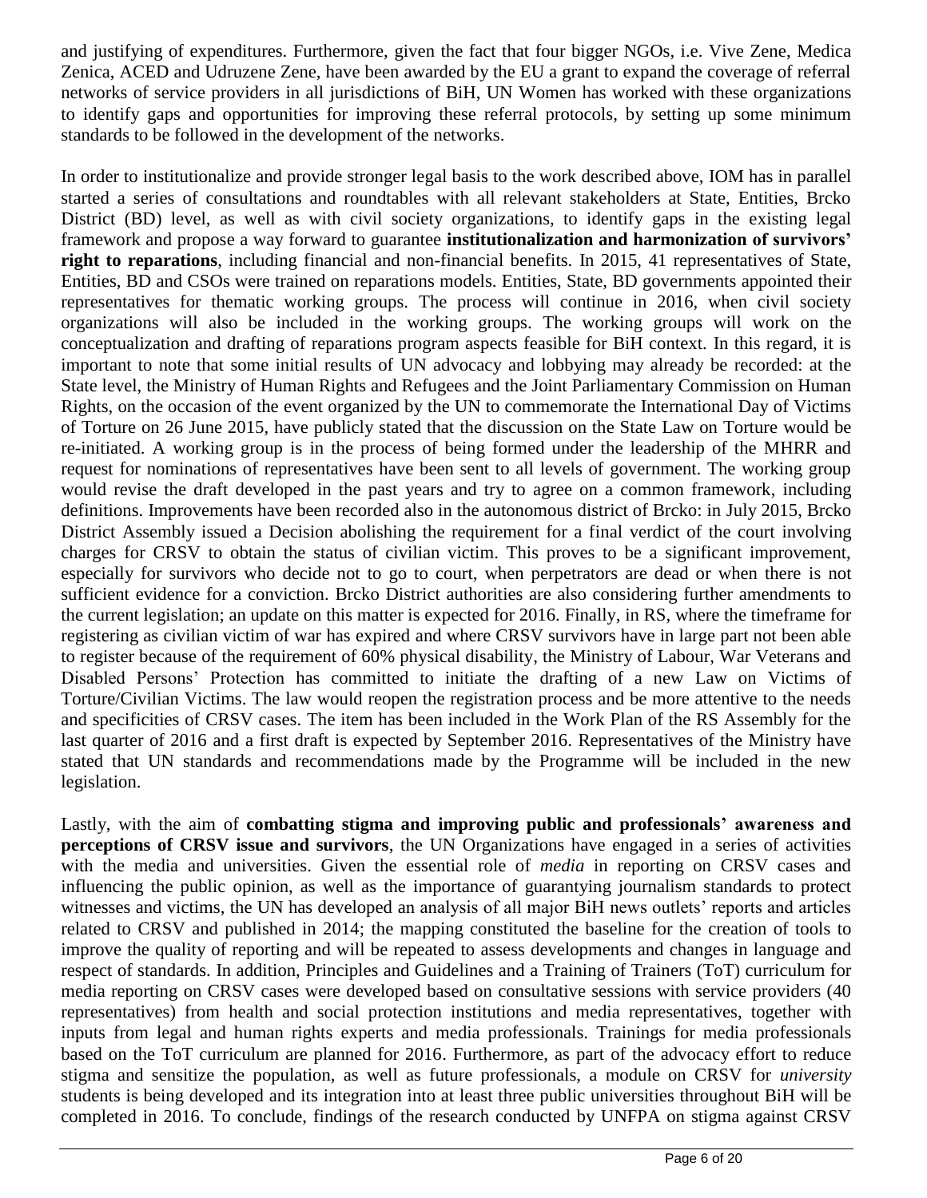and justifying of expenditures. Furthermore, given the fact that four bigger NGOs, i.e. Vive Zene, Medica Zenica, ACED and Udruzene Zene, have been awarded by the EU a grant to expand the coverage of referral networks of service providers in all jurisdictions of BiH, UN Women has worked with these organizations to identify gaps and opportunities for improving these referral protocols, by setting up some minimum standards to be followed in the development of the networks.

In order to institutionalize and provide stronger legal basis to the work described above, IOM has in parallel started a series of consultations and roundtables with all relevant stakeholders at State, Entities, Brcko District (BD) level, as well as with civil society organizations, to identify gaps in the existing legal framework and propose a way forward to guarantee **institutionalization and harmonization of survivors' right to reparations**, including financial and non-financial benefits. In 2015, 41 representatives of State, Entities, BD and CSOs were trained on reparations models. Entities, State, BD governments appointed their representatives for thematic working groups. The process will continue in 2016, when civil society organizations will also be included in the working groups. The working groups will work on the conceptualization and drafting of reparations program aspects feasible for BiH context. In this regard, it is important to note that some initial results of UN advocacy and lobbying may already be recorded: at the State level, the Ministry of Human Rights and Refugees and the Joint Parliamentary Commission on Human Rights, on the occasion of the event organized by the UN to commemorate the International Day of Victims of Torture on 26 June 2015, have publicly stated that the discussion on the State Law on Torture would be re-initiated. A working group is in the process of being formed under the leadership of the MHRR and request for nominations of representatives have been sent to all levels of government. The working group would revise the draft developed in the past years and try to agree on a common framework, including definitions. Improvements have been recorded also in the autonomous district of Brcko: in July 2015, Brcko District Assembly issued a Decision abolishing the requirement for a final verdict of the court involving charges for CRSV to obtain the status of civilian victim. This proves to be a significant improvement, especially for survivors who decide not to go to court, when perpetrators are dead or when there is not sufficient evidence for a conviction. Brcko District authorities are also considering further amendments to the current legislation; an update on this matter is expected for 2016. Finally, in RS, where the timeframe for registering as civilian victim of war has expired and where CRSV survivors have in large part not been able to register because of the requirement of 60% physical disability, the Ministry of Labour, War Veterans and Disabled Persons' Protection has committed to initiate the drafting of a new Law on Victims of Torture/Civilian Victims. The law would reopen the registration process and be more attentive to the needs and specificities of CRSV cases. The item has been included in the Work Plan of the RS Assembly for the last quarter of 2016 and a first draft is expected by September 2016. Representatives of the Ministry have stated that UN standards and recommendations made by the Programme will be included in the new legislation.

Lastly, with the aim of **combatting stigma and improving public and professionals' awareness and perceptions of CRSV issue and survivors**, the UN Organizations have engaged in a series of activities with the media and universities. Given the essential role of *media* in reporting on CRSV cases and influencing the public opinion, as well as the importance of guarantying journalism standards to protect witnesses and victims, the UN has developed an analysis of all major BiH news outlets' reports and articles related to CRSV and published in 2014; the mapping constituted the baseline for the creation of tools to improve the quality of reporting and will be repeated to assess developments and changes in language and respect of standards. In addition, Principles and Guidelines and a Training of Trainers (ToT) curriculum for media reporting on CRSV cases were developed based on consultative sessions with service providers (40 representatives) from health and social protection institutions and media representatives, together with inputs from legal and human rights experts and media professionals. Trainings for media professionals based on the ToT curriculum are planned for 2016. Furthermore, as part of the advocacy effort to reduce stigma and sensitize the population, as well as future professionals, a module on CRSV for *university* students is being developed and its integration into at least three public universities throughout BiH will be completed in 2016. To conclude, findings of the research conducted by UNFPA on stigma against CRSV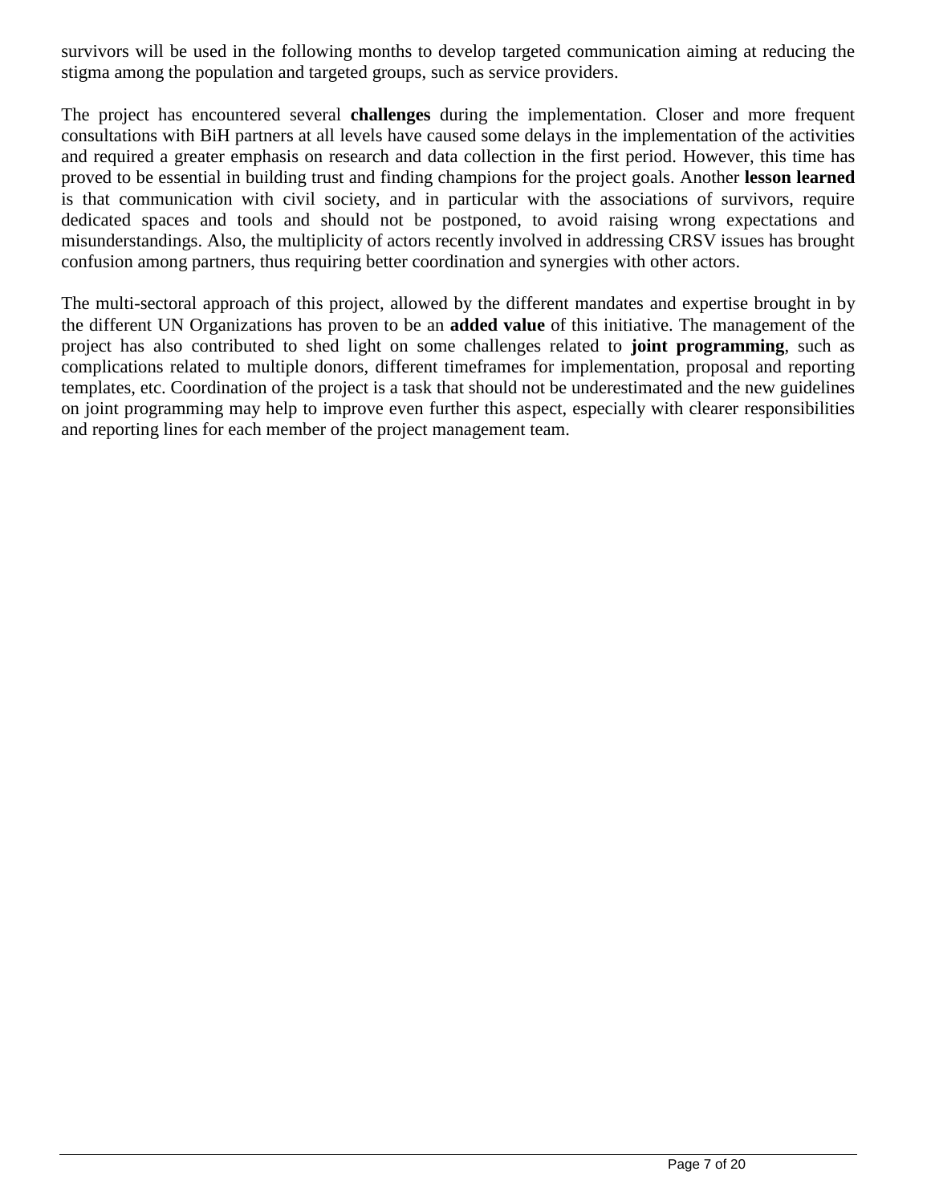survivors will be used in the following months to develop targeted communication aiming at reducing the stigma among the population and targeted groups, such as service providers.

The project has encountered several **challenges** during the implementation. Closer and more frequent consultations with BiH partners at all levels have caused some delays in the implementation of the activities and required a greater emphasis on research and data collection in the first period. However, this time has proved to be essential in building trust and finding champions for the project goals. Another **lesson learned** is that communication with civil society, and in particular with the associations of survivors, require dedicated spaces and tools and should not be postponed, to avoid raising wrong expectations and misunderstandings. Also, the multiplicity of actors recently involved in addressing CRSV issues has brought confusion among partners, thus requiring better coordination and synergies with other actors.

The multi-sectoral approach of this project, allowed by the different mandates and expertise brought in by the different UN Organizations has proven to be an **added value** of this initiative. The management of the project has also contributed to shed light on some challenges related to **joint programming**, such as complications related to multiple donors, different timeframes for implementation, proposal and reporting templates, etc. Coordination of the project is a task that should not be underestimated and the new guidelines on joint programming may help to improve even further this aspect, especially with clearer responsibilities and reporting lines for each member of the project management team.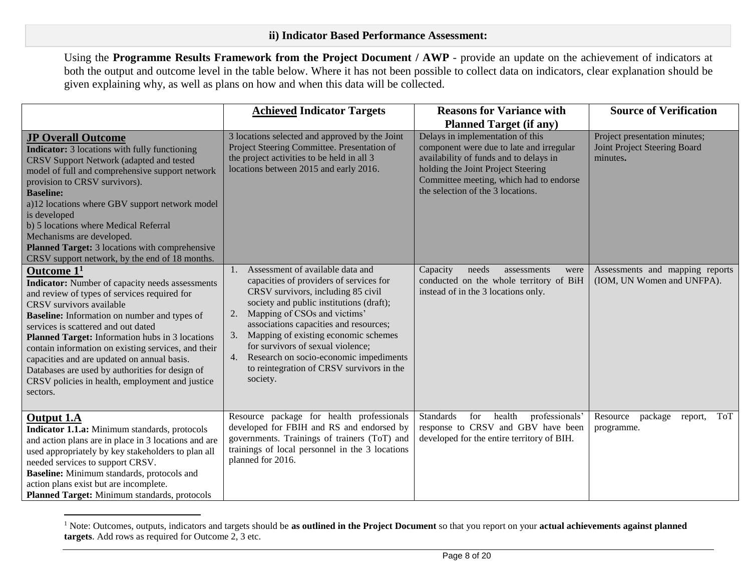### ii) Indicator Based Performance Assessment:

Using the **Programme Results Framework from the Project Document / AWP** - provide an update on the achievement of indicators at both the output and outcome level in the table below. Where it has not been possible to collect data on indicators, clear explanation should be given explaining why, as well as plans on how and when this data will be collected.

| | **Achieved Indicator Targets** | **Reasons for Variance with Planned Target (if any)** | **Source of Verification** |
|---|---|---|---|
| **JP Overall Outcome**<br>**Indicator:** 3 locations with fully functioning CRSV Support Network (adapted and tested model of full and comprehensive support network provision to CRSV survivors).<br>**Baseline:**<br>a)12 locations where GBV support network model is developed<br>b) 5 locations where Medical Referral Mechanisms are developed.<br>**Planned Target:** 3 locations with comprehensive CRSV support network, by the end of 18 months. | 3 locations selected and approved by the Joint Project Steering Committee. Presentation of the project activities to be held in all 3 locations between 2015 and early 2016. | Delays in implementation of this component were due to late and irregular availability of funds and to delays in holding the Joint Project Steering Committee meeting, which had to endorse the selection of the 3 locations. | Project presentation minutes; Joint Project Steering Board minutes. |
| **Outcome 1**[1]<br>**Indicator:** Number of capacity needs assessments and review of types of services required for CRSV survivors available<br>**Baseline:** Information on number and types of services is scattered and out dated<br>**Planned Target:** Information hubs in 3 locations contain information on existing services, and their capacities and are updated on annual basis. Databases are used by authorities for design of CRSV policies in health, employment and justice sectors. | 1. Assessment of available data and capacities of providers of services for CRSV survivors, including 85 civil society and public institutions (draft);<br>2. Mapping of CSOs and victims' associations capacities and resources;<br>3. Mapping of existing economic schemes for survivors of sexual violence;<br>4. Research on socio-economic impediments to reintegration of CRSV survivors in the society. | Capacity needs assessments were conducted on the whole territory of BiH instead of in the 3 locations only. | Assessments and mapping reports (IOM, UN Women and UNFPA). |
| **Output 1.A**<br>**Indicator 1.1.a:** Minimum standards, protocols and action plans are in place in 3 locations and are used appropriately by key stakeholders to plan all needed services to support CRSV.<br>**Baseline:** Minimum standards, protocols and action plans exist but are incomplete.<br>**Planned Target:** Minimum standards, protocols | Resource package for health professionals developed for FBIH and RS and endorsed by governments. Trainings of trainers (ToT) and trainings of local personnel in the 3 locations planned for 2016. | Standards for health professionals' response to CRSV and GBV have been developed for the entire territory of BIH. | Resource package report, ToT programme. |

[1] Note: Outcomes, outputs, indicators and targets should be **as outlined in the Project Document** so that you report on your **actual achievements against planned targets**. Add rows as required for Outcome 2, 3 etc.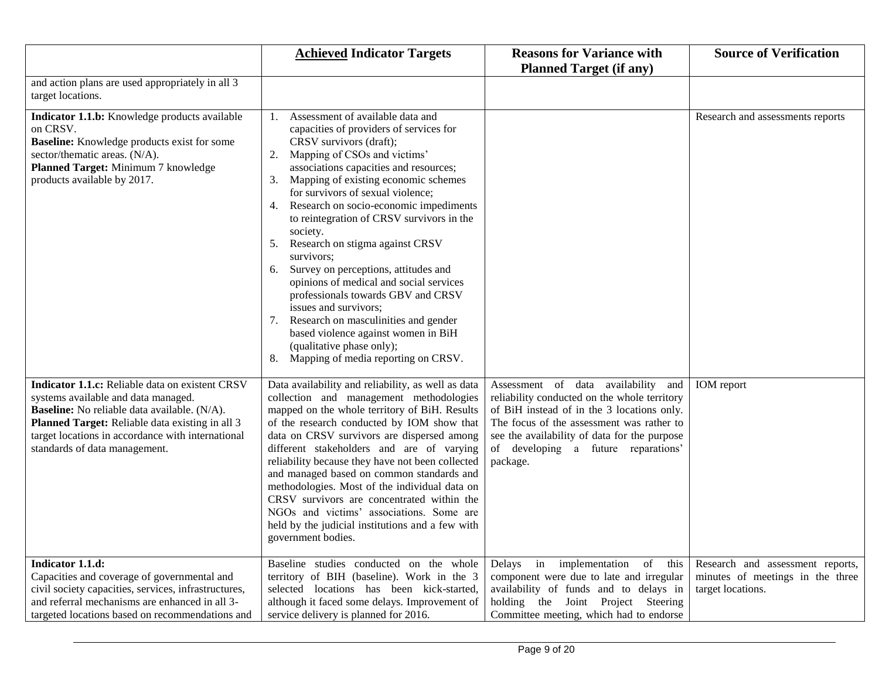| | **Achieved Indicator Targets** | **Reasons for Variance with Planned Target (if any)** | **Source of Verification** |
|---|---|---|---|
| and action plans are used appropriately in all 3 target locations. | | | |
| **Indicator 1.1.b:** Knowledge products available on CRSV.<br>**Baseline:** Knowledge products exist for some sector/thematic areas. (N/A).<br>**Planned Target:** Minimum 7 knowledge products available by 2017. | 1. Assessment of available data and capacities of providers of services for CRSV survivors (draft);<br>2. Mapping of CSOs and victims' associations capacities and resources;<br>3. Mapping of existing economic schemes for survivors of sexual violence;<br>4. Research on socio-economic impediments to reintegration of CRSV survivors in the society.<br>5. Research on stigma against CRSV survivors;<br>6. Survey on perceptions, attitudes and opinions of medical and social services professionals towards GBV and CRSV issues and survivors;<br>7. Research on masculinities and gender based violence against women in BiH (qualitative phase only);<br>8. Mapping of media reporting on CRSV. | | Research and assessments reports |
| **Indicator 1.1.c:** Reliable data on existent CRSV systems available and data managed.<br>**Baseline:** No reliable data available. (N/A).<br>**Planned Target:** Reliable data existing in all 3 target locations in accordance with international standards of data management. | Data availability and reliability, as well as data collection and management methodologies mapped on the whole territory of BiH. Results of the research conducted by IOM show that data on CRSV survivors are dispersed among different stakeholders and are of varying reliability because they have not been collected and managed based on common standards and methodologies. Most of the individual data on CRSV survivors are concentrated within the NGOs and victims' associations. Some are held by the judicial institutions and a few with government bodies. | Assessment of data availability and reliability conducted on the whole territory of BiH instead of in the 3 locations only. The focus of the assessment was rather to see the availability of data for the purpose of developing a future reparations' package. | IOM report |
| **Indicator 1.1.d:**<br>Capacities and coverage of governmental and civil society capacities, services, infrastructures, and referral mechanisms are enhanced in all 3-targeted locations based on recommendations and | Baseline studies conducted on the whole territory of BIH (baseline). Work in the 3 selected locations has been kick-started, although it faced some delays. Improvement of service delivery is planned for 2016. | Delays in implementation of this component were due to late and irregular availability of funds and to delays in holding the Joint Project Steering Committee meeting, which had to endorse | Research and assessment reports, minutes of meetings in the three target locations. |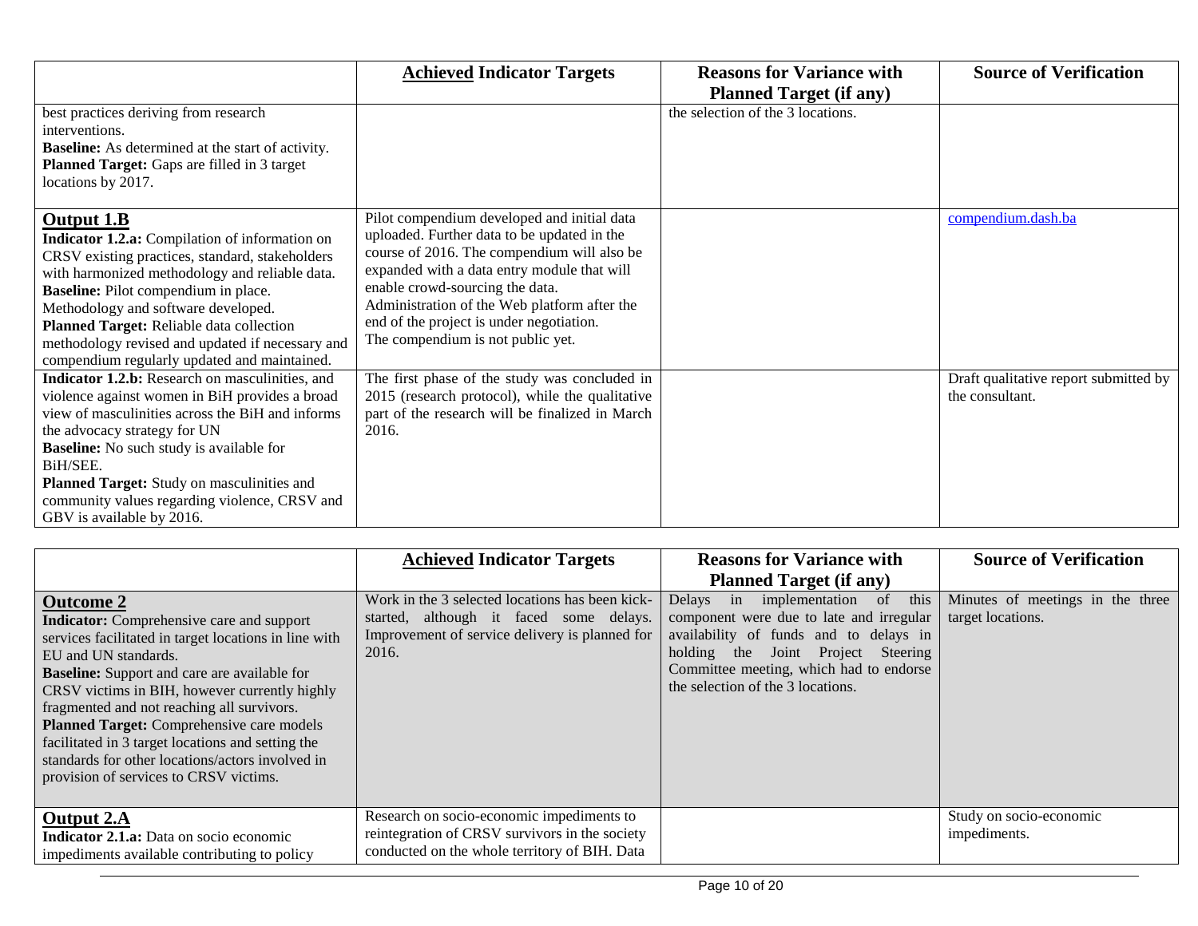| | **Achieved Indicator Targets** | **Reasons for Variance with Planned Target (if any)** | **Source of Verification** |
|---|---|---|---|
| best practices deriving from research interventions.<br>**Baseline:** As determined at the start of activity.<br>**Planned Target:** Gaps are filled in 3 target locations by 2017. | | the selection of the 3 locations. | |
| **Output 1.B**<br>**Indicator 1.2.a:** Compilation of information on CRSV existing practices, standard, stakeholders with harmonized methodology and reliable data.<br>**Baseline:** Pilot compendium in place. Methodology and software developed.<br>**Planned Target:** Reliable data collection methodology revised and updated if necessary and compendium regularly updated and maintained. | Pilot compendium developed and initial data uploaded. Further data to be updated in the course of 2016. The compendium will also be expanded with a data entry module that will enable crowd-sourcing the data. Administration of the Web platform after the end of the project is under negotiation. The compendium is not public yet. | | compendium.dash.ba |
| **Indicator 1.2.b:** Research on masculinities, and violence against women in BiH provides a broad view of masculinities across the BiH and informs the advocacy strategy for UN<br>**Baseline:** No such study is available for BiH/SEE.<br>**Planned Target:** Study on masculinities and community values regarding violence, CRSV and GBV is available by 2016. | The first phase of the study was concluded in 2015 (research protocol), while the qualitative part of the research will be finalized in March 2016. | | Draft qualitative report submitted by the consultant. |

| | **Achieved Indicator Targets** | **Reasons for Variance with Planned Target (if any)** | **Source of Verification** |
|---|---|---|---|
| **Outcome 2**<br>**Indicator:** Comprehensive care and support services facilitated in target locations in line with EU and UN standards.<br>**Baseline:** Support and care are available for CRSV victims in BIH, however currently highly fragmented and not reaching all survivors.<br>**Planned Target:** Comprehensive care models facilitated in 3 target locations and setting the standards for other locations/actors involved in provision of services to CRSV victims. | Work in the 3 selected locations has been kick-started, although it faced some delays. Improvement of service delivery is planned for 2016. | Delays in implementation of this component were due to late and irregular availability of funds and to delays in holding the Joint Project Steering Committee meeting, which had to endorse the selection of the 3 locations. | Minutes of meetings in the three target locations. |
| **Output 2.A**<br>**Indicator 2.1.a:** Data on socio economic impediments available contributing to policy | Research on socio-economic impediments to reintegration of CRSV survivors in the society conducted on the whole territory of BIH. Data | | Study on socio-economic impediments. |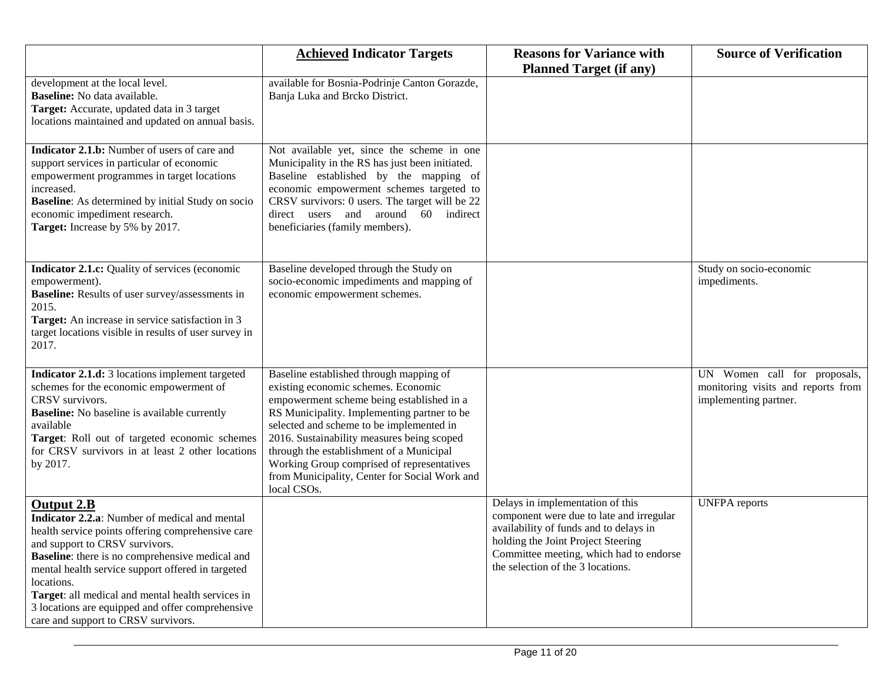| | **Achieved Indicator Targets** | **Reasons for Variance with Planned Target (if any)** | **Source of Verification** |
|---|---|---|---|
| development at the local level.<br>**Baseline:** No data available.<br>**Target:** Accurate, updated data in 3 target locations maintained and updated on annual basis. | available for Bosnia-Podrinje Canton Gorazde, Banja Luka and Brcko District. | | |
| **Indicator 2.1.b:** Number of users of care and support services in particular of economic empowerment programmes in target locations increased.<br>**Baseline**: As determined by initial Study on socio economic impediment research.<br>**Target:** Increase by 5% by 2017. | Not available yet, since the scheme in one Municipality in the RS has just been initiated. Baseline established by the mapping of economic empowerment schemes targeted to CRSV survivors: 0 users. The target will be 22 direct users and around 60 indirect beneficiaries (family members). | | |
| **Indicator 2.1.c:** Quality of services (economic empowerment).<br>**Baseline:** Results of user survey/assessments in 2015.<br>**Target:** An increase in service satisfaction in 3 target locations visible in results of user survey in 2017. | Baseline developed through the Study on socio-economic impediments and mapping of economic empowerment schemes. | | Study on socio-economic impediments. |
| **Indicator 2.1.d:** 3 locations implement targeted schemes for the economic empowerment of CRSV survivors.<br>**Baseline:** No baseline is available currently available<br>**Target**: Roll out of targeted economic schemes for CRSV survivors in at least 2 other locations by 2017. | Baseline established through mapping of existing economic schemes. Economic empowerment scheme being established in a RS Municipality. Implementing partner to be selected and scheme to be implemented in 2016. Sustainability measures being scoped through the establishment of a Municipal Working Group comprised of representatives from Municipality, Center for Social Work and local CSOs. | | UN Women call for proposals, monitoring visits and reports from implementing partner. |
| **Output 2.B**<br>**Indicator 2.2.a**: Number of medical and mental health service points offering comprehensive care and support to CRSV survivors.<br>**Baseline**: there is no comprehensive medical and mental health service support offered in targeted locations.<br>**Target**: all medical and mental health services in 3 locations are equipped and offer comprehensive care and support to CRSV survivors. | | Delays in implementation of this component were due to late and irregular availability of funds and to delays in holding the Joint Project Steering Committee meeting, which had to endorse the selection of the 3 locations. | UNFPA reports |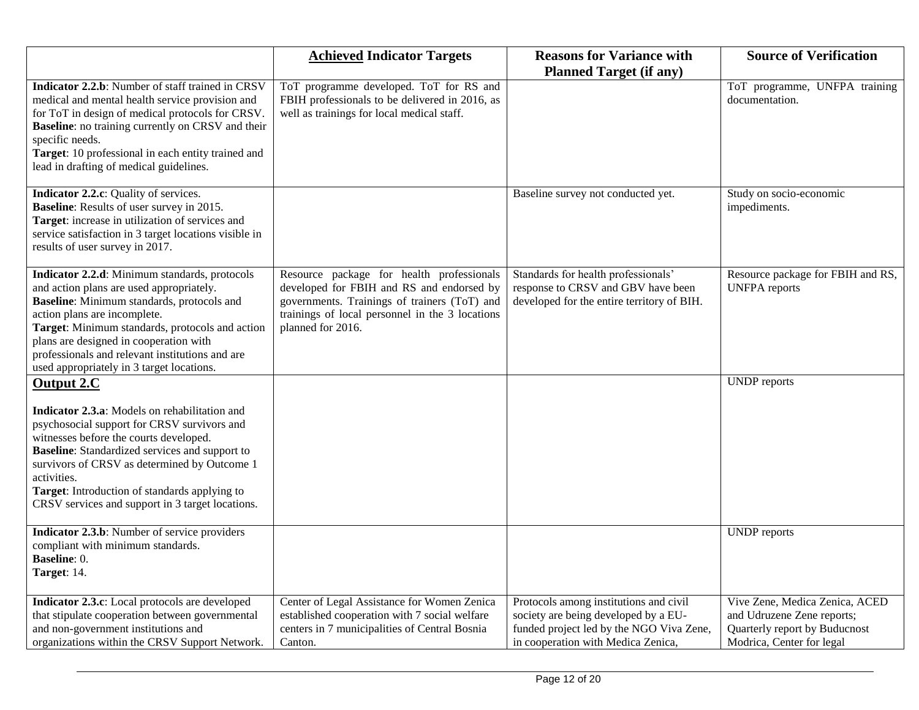| | **Achieved Indicator Targets** | **Reasons for Variance with Planned Target (if any)** | **Source of Verification** |
|---|---|---|---|
| **Indicator 2.2.b**: Number of staff trained in CRSV medical and mental health service provision and for ToT in design of medical protocols for CRSV.<br>**Baseline**: no training currently on CRSV and their specific needs.<br>**Target**: 10 professional in each entity trained and lead in drafting of medical guidelines. | ToT programme developed. ToT for RS and FBIH professionals to be delivered in 2016, as well as trainings for local medical staff. | | ToT programme, UNFPA training documentation. |
| **Indicator 2.2.c**: Quality of services.<br>**Baseline**: Results of user survey in 2015.<br>**Target**: increase in utilization of services and service satisfaction in 3 target locations visible in results of user survey in 2017. | | Baseline survey not conducted yet. | Study on socio-economic impediments. |
| **Indicator 2.2.d**: Minimum standards, protocols and action plans are used appropriately.<br>**Baseline**: Minimum standards, protocols and action plans are incomplete.<br>**Target**: Minimum standards, protocols and action plans are designed in cooperation with professionals and relevant institutions and are used appropriately in 3 target locations. | Resource package for health professionals developed for FBIH and RS and endorsed by governments. Trainings of trainers (ToT) and trainings of local personnel in the 3 locations planned for 2016. | Standards for health professionals' response to CRSV and GBV have been developed for the entire territory of BIH. | Resource package for FBIH and RS, UNFPA reports |
| **Output 2.C**<br><br>**Indicator 2.3.a**: Models on rehabilitation and psychosocial support for CRSV survivors and witnesses before the courts developed.<br>**Baseline**: Standardized services and support to survivors of CRSV as determined by Outcome 1 activities.<br>**Target**: Introduction of standards applying to CRSV services and support in 3 target locations. | | | UNDP reports |
| **Indicator 2.3.b**: Number of service providers compliant with minimum standards.<br>**Baseline**: 0.<br>**Target**: 14. | | | UNDP reports |
| **Indicator 2.3.c**: Local protocols are developed that stipulate cooperation between governmental and non-government institutions and organizations within the CRSV Support Network. | Center of Legal Assistance for Women Zenica established cooperation with 7 social welfare centers in 7 municipalities of Central Bosnia Canton. | Protocols among institutions and civil society are being developed by a EU-funded project led by the NGO Viva Zene, in cooperation with Medica Zenica, | Vive Zene, Medica Zenica, ACED and Udruzene Zene reports; Quarterly report by Buducnost Modrica, Center for legal |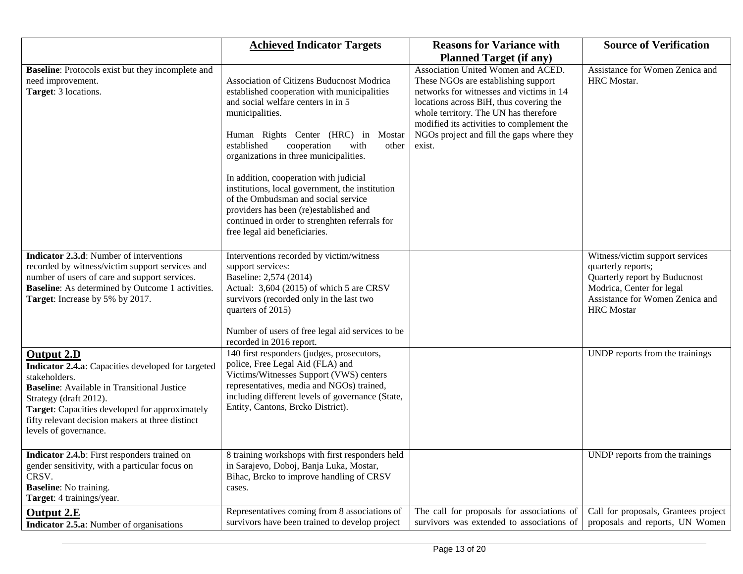| | **Achieved Indicator Targets** | **Reasons for Variance with Planned Target (if any)** | **Source of Verification** |
|---|---|---|---|
| **Baseline**: Protocols exist but they incomplete and need improvement.<br>**Target**: 3 locations. | Association of Citizens Buducnost Modrica established cooperation with municipalities and social welfare centers in in 5 municipalities.<br><br>Human Rights Center (HRC) in Mostar established cooperation with other organizations in three municipalities.<br><br>In addition, cooperation with judicial institutions, local government, the institution of the Ombudsman and social service providers has been (re)established and continued in order to strenghten referrals for free legal aid beneficiaries. | Association United Women and ACED. These NGOs are establishing support networks for witnesses and victims in 14 locations across BiH, thus covering the whole territory. The UN has therefore modified its activities to complement the NGOs project and fill the gaps where they exist. | Assistance for Women Zenica and HRC Mostar. |
| **Indicator 2.3.d**: Number of interventions recorded by witness/victim support services and number of users of care and support services.<br>**Baseline**: As determined by Outcome 1 activities.<br>**Target**: Increase by 5% by 2017. | Interventions recorded by victim/witness support services:<br>Baseline: 2,574 (2014)<br>Actual: 3,604 (2015) of which 5 are CRSV survivors (recorded only in the last two quarters of 2015)<br><br>Number of users of free legal aid services to be recorded in 2016 report. | | Witness/victim support services quarterly reports;<br>Quarterly report by Buducnost Modrica, Center for legal Assistance for Women Zenica and HRC Mostar |
| **Output 2.D**<br>**Indicator 2.4.a**: Capacities developed for targeted stakeholders.<br>**Baseline**: Available in Transitional Justice Strategy (draft 2012).<br>**Target**: Capacities developed for approximately fifty relevant decision makers at three distinct levels of governance. | 140 first responders (judges, prosecutors, police, Free Legal Aid (FLA) and Victims/Witnesses Support (VWS) centers representatives, media and NGOs) trained, including different levels of governance (State, Entity, Cantons, Brcko District). | | UNDP reports from the trainings |
| **Indicator 2.4.b**: First responders trained on gender sensitivity, with a particular focus on CRSV.<br>**Baseline**: No training.<br>**Target**: 4 trainings/year. | 8 training workshops with first responders held in Sarajevo, Doboj, Banja Luka, Mostar, Bihac, Brcko to improve handling of CRSV cases. | | UNDP reports from the trainings |
| **Output 2.E**<br>**Indicator 2.5.a**: Number of organisations | Representatives coming from 8 associations of survivors have been trained to develop project | The call for proposals for associations of survivors was extended to associations of | Call for proposals, Grantees project proposals and reports, UN Women |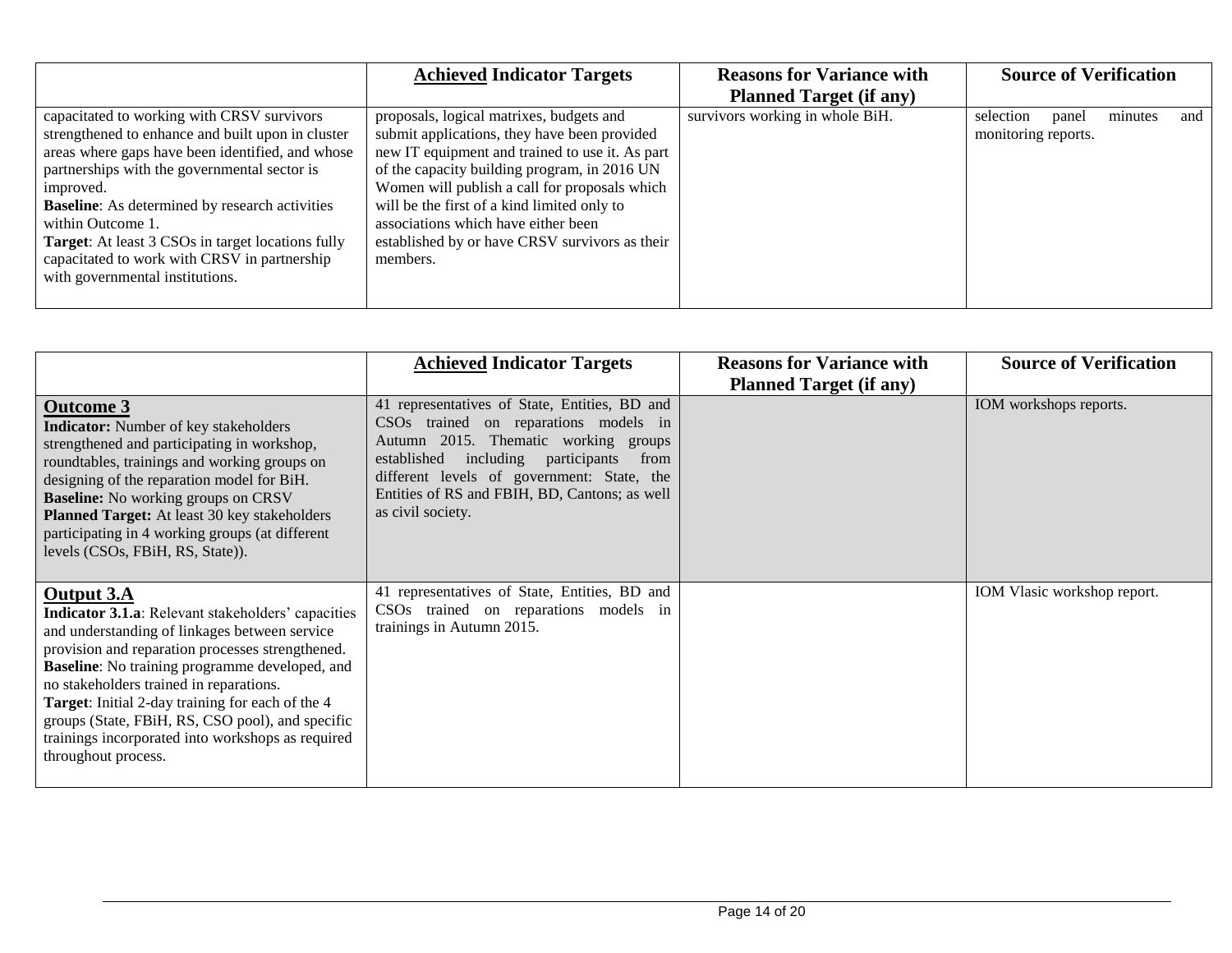| | **Achieved Indicator Targets** | **Reasons for Variance with Planned Target (if any)** | **Source of Verification** |
|---|---|---|---|
| capacitated to working with CRSV survivors strengthened to enhance and built upon in cluster areas where gaps have been identified, and whose partnerships with the governmental sector is improved.<br>**Baseline**: As determined by research activities within Outcome 1.<br>**Target**: At least 3 CSOs in target locations fully capacitated to work with CRSV in partnership with governmental institutions. | proposals, logical matrixes, budgets and submit applications, they have been provided new IT equipment and trained to use it. As part of the capacity building program, in 2016 UN Women will publish a call for proposals which will be the first of a kind limited only to associations which have either been established by or have CRSV survivors as their members. | survivors working in whole BiH. | selection panel minutes and monitoring reports. |

| | **Achieved Indicator Targets** | **Reasons for Variance with Planned Target (if any)** | **Source of Verification** |
|---|---|---|---|
| **Outcome 3**<br>**Indicator:** Number of key stakeholders strengthened and participating in workshop, roundtables, trainings and working groups on designing of the reparation model for BiH.<br>**Baseline:** No working groups on CRSV<br>**Planned Target:** At least 30 key stakeholders participating in 4 working groups (at different levels (CSOs, FBiH, RS, State)). | 41 representatives of State, Entities, BD and CSOs trained on reparations models in Autumn 2015. Thematic working groups established including participants from different levels of government: State, the Entities of RS and FBIH, BD, Cantons; as well as civil society. | | IOM workshops reports. |
| **Output 3.A**<br>**Indicator 3.1.a**: Relevant stakeholders' capacities and understanding of linkages between service provision and reparation processes strengthened.<br>**Baseline**: No training programme developed, and no stakeholders trained in reparations.<br>**Target**: Initial 2-day training for each of the 4 groups (State, FBiH, RS, CSO pool), and specific trainings incorporated into workshops as required throughout process. | 41 representatives of State, Entities, BD and CSOs trained on reparations models in trainings in Autumn 2015. | | IOM Vlasic workshop report. |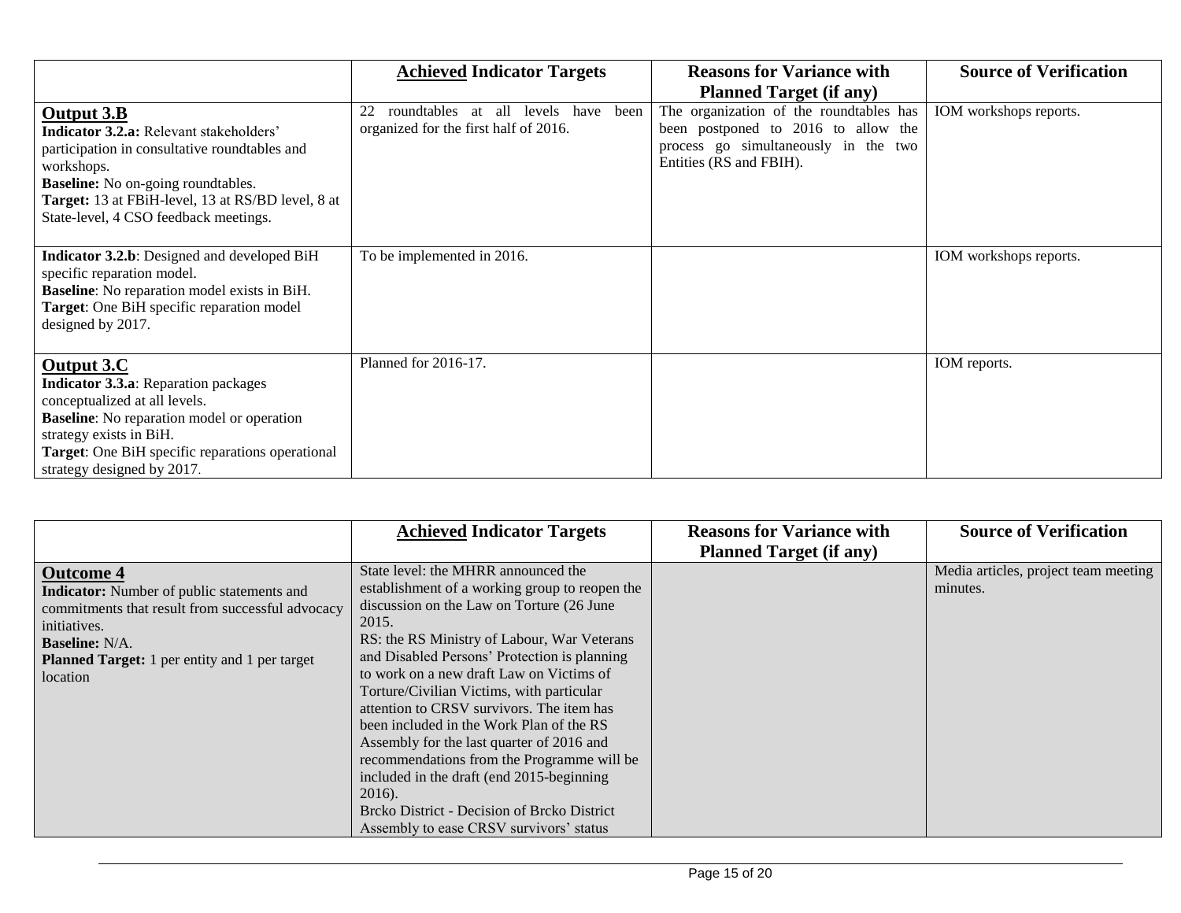| | **Achieved Indicator Targets** | **Reasons for Variance with Planned Target (if any)** | **Source of Verification** |
|---|---|---|---|
| **Output 3.B**<br>**Indicator 3.2.a:** Relevant stakeholders' participation in consultative roundtables and workshops.<br>**Baseline:** No on-going roundtables.<br>**Target:** 13 at FBiH-level, 13 at RS/BD level, 8 at State-level, 4 CSO feedback meetings. | 22 roundtables at all levels have been organized for the first half of 2016. | The organization of the roundtables has been postponed to 2016 to allow the process go simultaneously in the two Entities (RS and FBIH). | IOM workshops reports. |
| **Indicator 3.2.b**: Designed and developed BiH specific reparation model.<br>**Baseline**: No reparation model exists in BiH.<br>**Target**: One BiH specific reparation model designed by 2017. | To be implemented in 2016. | | IOM workshops reports. |
| **Output 3.C**<br>**Indicator 3.3.a**: Reparation packages conceptualized at all levels.<br>**Baseline**: No reparation model or operation strategy exists in BiH.<br>**Target**: One BiH specific reparations operational strategy designed by 2017. | Planned for 2016-17. | | IOM reports. |

| | **Achieved Indicator Targets** | **Reasons for Variance with Planned Target (if any)** | **Source of Verification** |
|---|---|---|---|
| **Outcome 4**<br>**Indicator:** Number of public statements and commitments that result from successful advocacy initiatives.<br>**Baseline:** N/A.<br>**Planned Target:** 1 per entity and 1 per target location | State level: the MHRR announced the establishment of a working group to reopen the discussion on the Law on Torture (26 June 2015.<br>RS: the RS Ministry of Labour, War Veterans and Disabled Persons' Protection is planning to work on a new draft Law on Victims of Torture/Civilian Victims, with particular attention to CRSV survivors. The item has been included in the Work Plan of the RS Assembly for the last quarter of 2016 and recommendations from the Programme will be included in the draft (end 2015-beginning 2016).<br>Brcko District - Decision of Brcko District Assembly to ease CRSV survivors' status | | Media articles, project team meeting minutes. |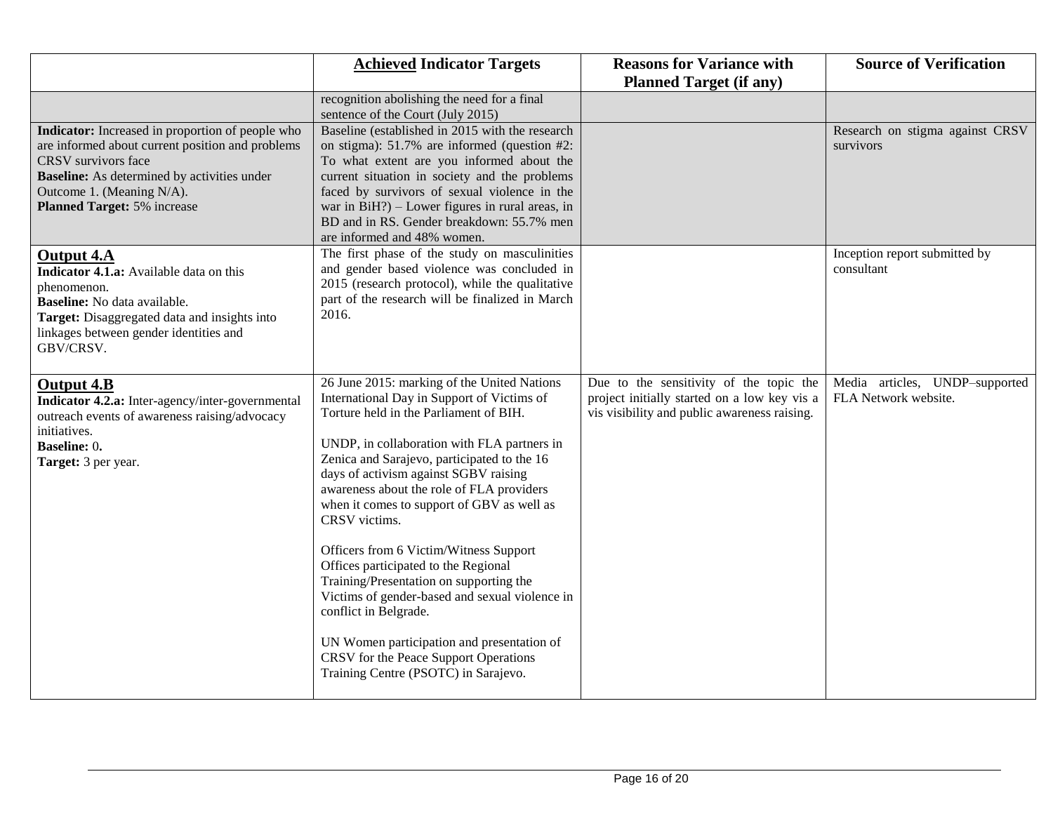| | **Achieved Indicator Targets** | **Reasons for Variance with Planned Target (if any)** | **Source of Verification** |
|---|---|---|---|
| | recognition abolishing the need for a final sentence of the Court (July 2015) | | |
| **Indicator:** Increased in proportion of people who are informed about current position and problems CRSV survivors face<br>**Baseline:** As determined by activities under Outcome 1. (Meaning N/A).<br>**Planned Target:** 5% increase | Baseline (established in 2015 with the research on stigma): 51.7% are informed (question #2: To what extent are you informed about the current situation in society and the problems faced by survivors of sexual violence in the war in BiH?) – Lower figures in rural areas, in BD and in RS. Gender breakdown: 55.7% men are informed and 48% women. | | Research on stigma against CRSV survivors |
| **Output 4.A**<br>**Indicator 4.1.a:** Available data on this phenomenon.<br>**Baseline:** No data available.<br>**Target:** Disaggregated data and insights into linkages between gender identities and GBV/CRSV. | The first phase of the study on masculinities and gender based violence was concluded in 2015 (research protocol), while the qualitative part of the research will be finalized in March 2016. | | Inception report submitted by consultant |
| **Output 4.B**<br>**Indicator 4.2.a:** Inter-agency/inter-governmental outreach events of awareness raising/advocacy initiatives.<br>**Baseline:** 0.<br>**Target:** 3 per year. | 26 June 2015: marking of the United Nations International Day in Support of Victims of Torture held in the Parliament of BIH.<br><br>UNDP, in collaboration with FLA partners in Zenica and Sarajevo, participated to the 16 days of activism against SGBV raising awareness about the role of FLA providers when it comes to support of GBV as well as CRSV victims.<br><br>Officers from 6 Victim/Witness Support Offices participated to the Regional Training/Presentation on supporting the Victims of gender-based and sexual violence in conflict in Belgrade.<br><br>UN Women participation and presentation of CRSV for the Peace Support Operations Training Centre (PSOTC) in Sarajevo. | Due to the sensitivity of the topic the project initially started on a low key vis a vis visibility and public awareness raising. | Media articles, UNDP–supported FLA Network website. |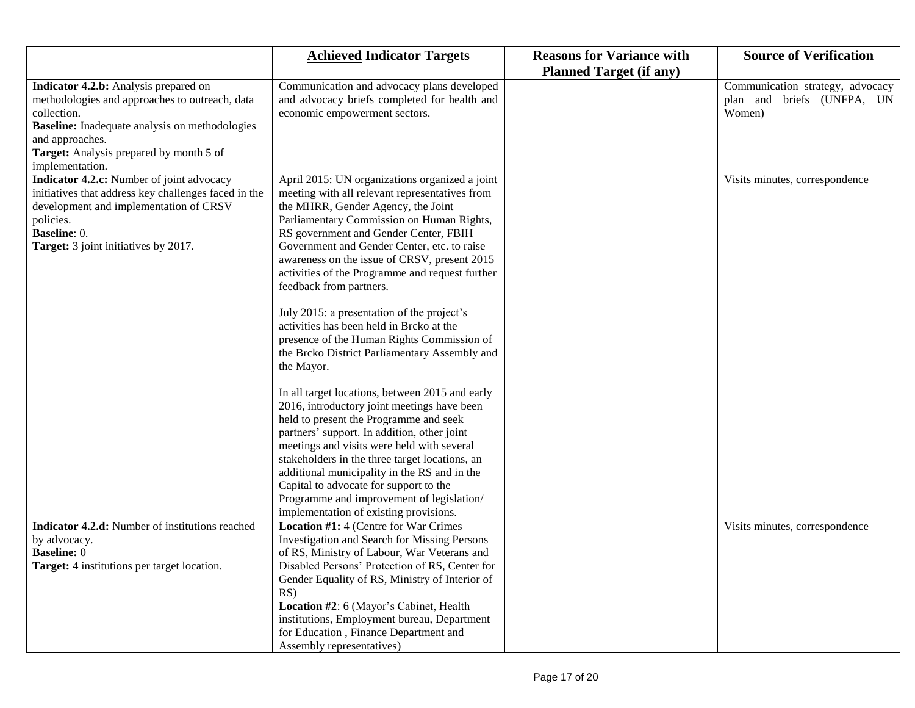| | **<u>Achieved</u> Indicator Targets** | **Reasons for Variance with Planned Target (if any)** | **Source of Verification** |
|---|---|---|---|
| **Indicator 4.2.b:** Analysis prepared on methodologies and approaches to outreach, data collection.<br>**Baseline:** Inadequate analysis on methodologies and approaches.<br>**Target:** Analysis prepared by month 5 of implementation. | Communication and advocacy plans developed and advocacy briefs completed for health and economic empowerment sectors. | | Communication strategy, advocacy plan and briefs (UNFPA, UN Women) |
| **Indicator 4.2.c:** Number of joint advocacy initiatives that address key challenges faced in the development and implementation of CRSV policies.<br>**Baseline**: 0.<br>**Target:** 3 joint initiatives by 2017. | April 2015: UN organizations organized a joint meeting with all relevant representatives from the MHRR, Gender Agency, the Joint Parliamentary Commission on Human Rights, RS government and Gender Center, FBIH Government and Gender Center, etc. to raise awareness on the issue of CRSV, present 2015 activities of the Programme and request further feedback from partners.<br><br>July 2015: a presentation of the project's activities has been held in Brcko at the presence of the Human Rights Commission of the Brcko District Parliamentary Assembly and the Mayor.<br><br>In all target locations, between 2015 and early 2016, introductory joint meetings have been held to present the Programme and seek partners' support. In addition, other joint meetings and visits were held with several stakeholders in the three target locations, an additional municipality in the RS and in the Capital to advocate for support to the Programme and improvement of legislation/ implementation of existing provisions. | | Visits minutes, correspondence |
| **Indicator 4.2.d:** Number of institutions reached by advocacy.<br>**Baseline:** 0<br>**Target:** 4 institutions per target location. | **Location #1:** 4 (Centre for War Crimes Investigation and Search for Missing Persons of RS, Ministry of Labour, War Veterans and Disabled Persons' Protection of RS, Center for Gender Equality of RS, Ministry of Interior of RS)<br>**Location #2**: 6 (Mayor's Cabinet, Health institutions, Employment bureau, Department for Education , Finance Department and Assembly representatives) | | Visits minutes, correspondence |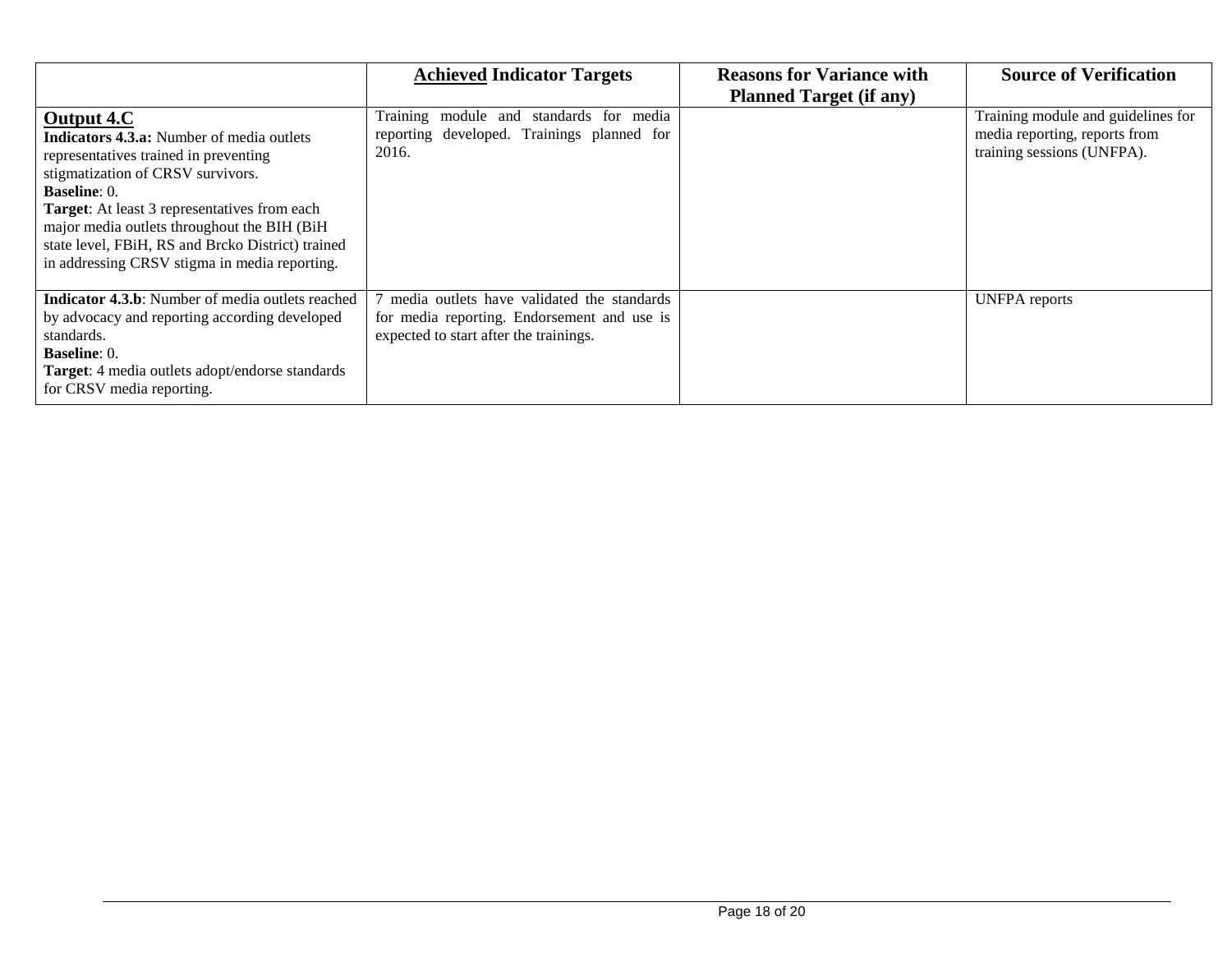| | <u>**Achieved**</u> **Indicator Targets** | **Reasons for Variance with Planned Target (if any)** | **Source of Verification** |
|---|---|---|---|
| <u>**Output 4.C**</u><br>**Indicators 4.3.a:** Number of media outlets representatives trained in preventing stigmatization of CRSV survivors.<br>**Baseline**: 0.<br>**Target**: At least 3 representatives from each major media outlets throughout the BIH (BiH state level, FBiH, RS and Brcko District) trained in addressing CRSV stigma in media reporting. | Training module and standards for media reporting developed. Trainings planned for 2016. | | Training module and guidelines for media reporting, reports from training sessions (UNFPA). |
| **Indicator 4.3.b**: Number of media outlets reached by advocacy and reporting according developed standards.<br>**Baseline**: 0.<br>**Target**: 4 media outlets adopt/endorse standards for CRSV media reporting. | 7 media outlets have validated the standards for media reporting. Endorsement and use is expected to start after the trainings. | | UNFPA reports |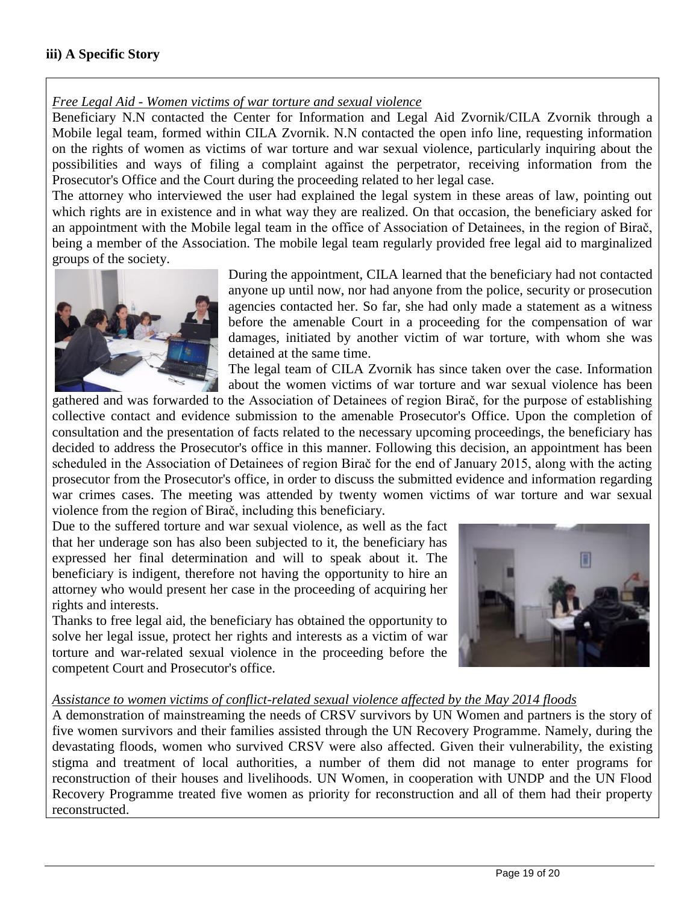### iii) A Specific Story

*Free Legal Aid - Women victims of war torture and sexual violence*

Beneficiary N.N contacted the Center for Information and Legal Aid Zvornik/CILA Zvornik through a Mobile legal team, formed within CILA Zvornik. N.N contacted the open info line, requesting information on the rights of women as victims of war torture and war sexual violence, particularly inquiring about the possibilities and ways of filing a complaint against the perpetrator, receiving information from the Prosecutor's Office and the Court during the proceeding related to her legal case.

The attorney who interviewed the user had explained the legal system in these areas of law, pointing out which rights are in existence and in what way they are realized. On that occasion, the beneficiary asked for an appointment with the Mobile legal team in the office of Association of Detainees, in the region of Birač, being a member of the Association. The mobile legal team regularly provided free legal aid to marginalized groups of the society.

During the appointment, CILA learned that the beneficiary had not contacted anyone up until now, nor had anyone from the police, security or prosecution agencies contacted her. So far, she had only made a statement as a witness before the amenable Court in a proceeding for the compensation of war damages, initiated by another victim of war torture, with whom she was detained at the same time.

The legal team of CILA Zvornik has since taken over the case. Information about the women victims of war torture and war sexual violence has been gathered and was forwarded to the Association of Detainees of region Birač, for the purpose of establishing collective contact and evidence submission to the amenable Prosecutor's Office. Upon the completion of consultation and the presentation of facts related to the necessary upcoming proceedings, the beneficiary has decided to address the Prosecutor's office in this manner. Following this decision, an appointment has been scheduled in the Association of Detainees of region Birač for the end of January 2015, along with the acting prosecutor from the Prosecutor's office, in order to discuss the submitted evidence and information regarding war crimes cases. The meeting was attended by twenty women victims of war torture and war sexual violence from the region of Birač, including this beneficiary.

Due to the suffered torture and war sexual violence, as well as the fact that her underage son has also been subjected to it, the beneficiary has expressed her final determination and will to speak about it. The beneficiary is indigent, therefore not having the opportunity to hire an attorney who would present her case in the proceeding of acquiring her rights and interests.

Thanks to free legal aid, the beneficiary has obtained the opportunity to solve her legal issue, protect her rights and interests as a victim of war torture and war-related sexual violence in the proceeding before the competent Court and Prosecutor's office.

*Assistance to women victims of conflict-related sexual violence affected by the May 2014 floods*

A demonstration of mainstreaming the needs of CRSV survivors by UN Women and partners is the story of five women survivors and their families assisted through the UN Recovery Programme. Namely, during the devastating floods, women who survived CRSV were also affected. Given their vulnerability, the existing stigma and treatment of local authorities, a number of them did not manage to enter programs for reconstruction of their houses and livelihoods. UN Women, in cooperation with UNDP and the UN Flood Recovery Programme treated five women as priority for reconstruction and all of them had their property reconstructed.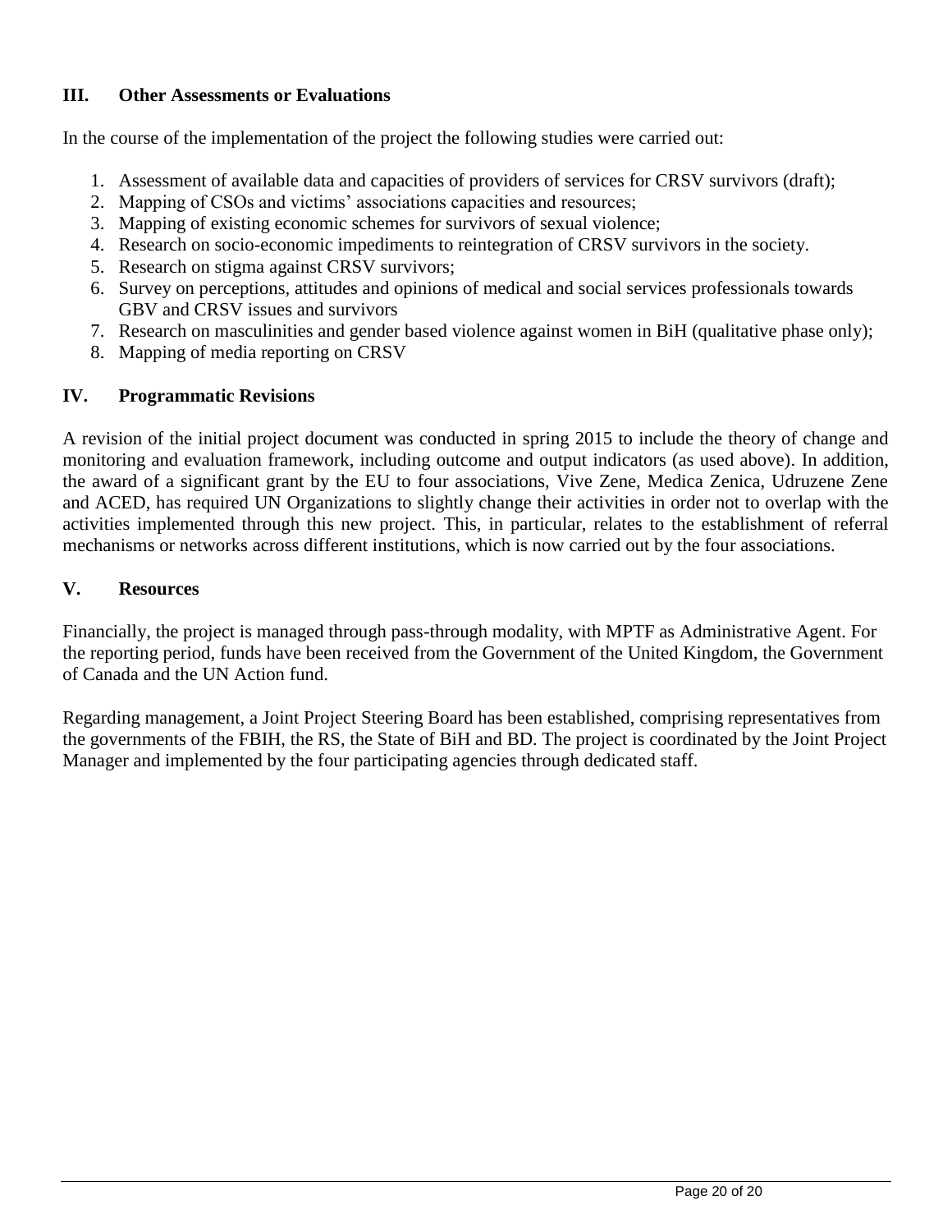## III. Other Assessments or Evaluations

In the course of the implementation of the project the following studies were carried out:

1. Assessment of available data and capacities of providers of services for CRSV survivors (draft);
2. Mapping of CSOs and victims' associations capacities and resources;
3. Mapping of existing economic schemes for survivors of sexual violence;
4. Research on socio-economic impediments to reintegration of CRSV survivors in the society.
5. Research on stigma against CRSV survivors;
6. Survey on perceptions, attitudes and opinions of medical and social services professionals towards GBV and CRSV issues and survivors
7. Research on masculinities and gender based violence against women in BiH (qualitative phase only);
8. Mapping of media reporting on CRSV

## IV. Programmatic Revisions

A revision of the initial project document was conducted in spring 2015 to include the theory of change and monitoring and evaluation framework, including outcome and output indicators (as used above). In addition, the award of a significant grant by the EU to four associations, Vive Zene, Medica Zenica, Udruzene Zene and ACED, has required UN Organizations to slightly change their activities in order not to overlap with the activities implemented through this new project. This, in particular, relates to the establishment of referral mechanisms or networks across different institutions, which is now carried out by the four associations.

## V. Resources

Financially, the project is managed through pass-through modality, with MPTF as Administrative Agent. For the reporting period, funds have been received from the Government of the United Kingdom, the Government of Canada and the UN Action fund.

Regarding management, a Joint Project Steering Board has been established, comprising representatives from the governments of the FBIH, the RS, the State of BiH and BD. The project is coordinated by the Joint Project Manager and implemented by the four participating agencies through dedicated staff.